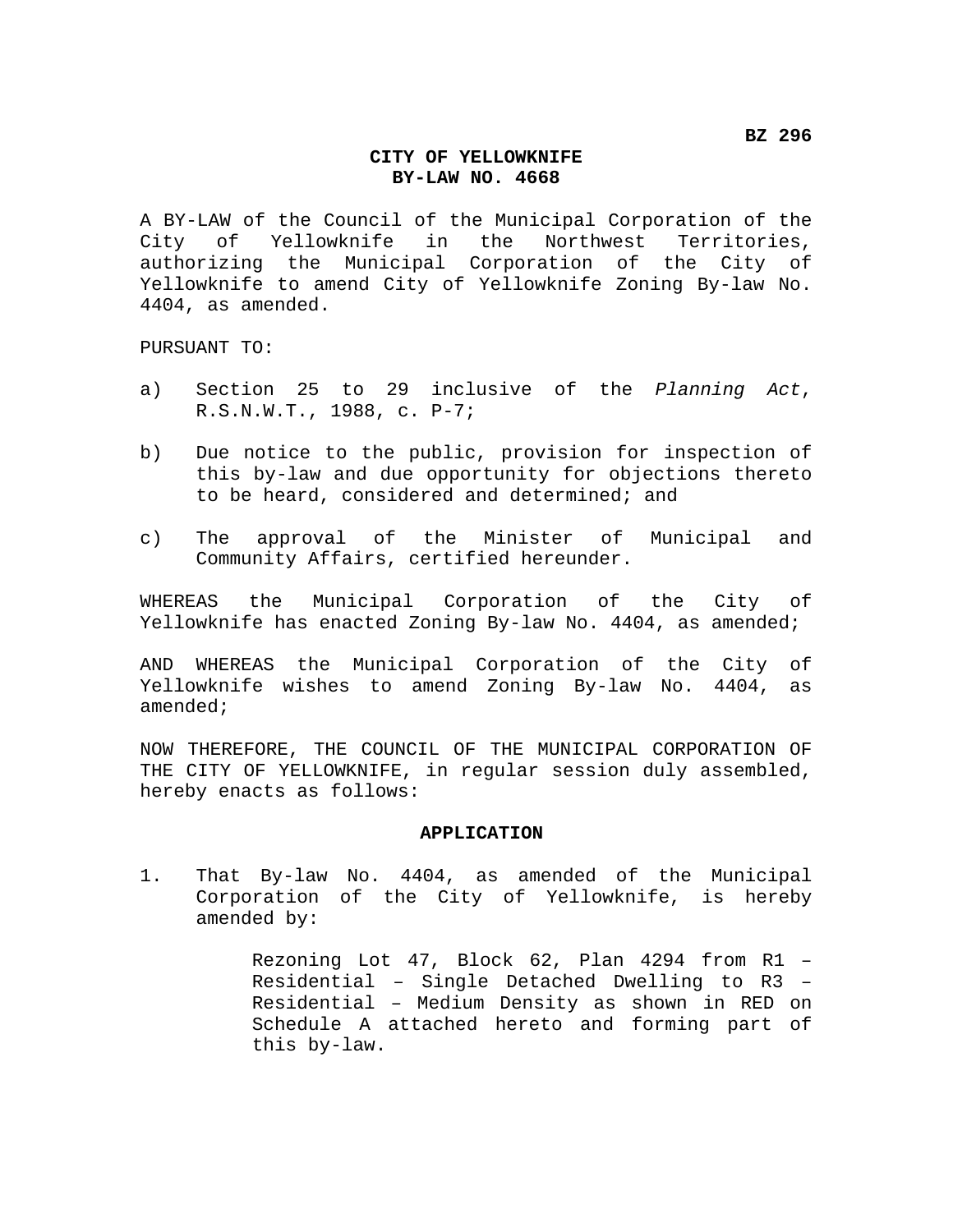**BZ 296**

# CITY OF YELLOWKNIFE
# BY-LAW NO. 4668

A BY-LAW of the Council of the Municipal Corporation of the City of Yellowknife in the Northwest Territories, authorizing the Municipal Corporation of the City of Yellowknife to amend City of Yellowknife Zoning By-law No. 4404, as amended.

PURSUANT TO:

a) Section 25 to 29 inclusive of the *Planning Act*, R.S.N.W.T., 1988, c. P-7;

b) Due notice to the public, provision for inspection of this by-law and due opportunity for objections thereto to be heard, considered and determined; and

c) The approval of the Minister of Municipal and Community Affairs, certified hereunder.

WHEREAS the Municipal Corporation of the City of Yellowknife has enacted Zoning By-law No. 4404, as amended;

AND WHEREAS the Municipal Corporation of the City of Yellowknife wishes to amend Zoning By-law No. 4404, as amended;

NOW THEREFORE, THE COUNCIL OF THE MUNICIPAL CORPORATION OF THE CITY OF YELLOWKNIFE, in regular session duly assembled, hereby enacts as follows:

## APPLICATION

1. That By-law No. 4404, as amended of the Municipal Corporation of the City of Yellowknife, is hereby amended by:

   Rezoning Lot 47, Block 62, Plan 4294 from R1 – Residential – Single Detached Dwelling to R3 – Residential – Medium Density as shown in RED on Schedule A attached hereto and forming part of this by-law.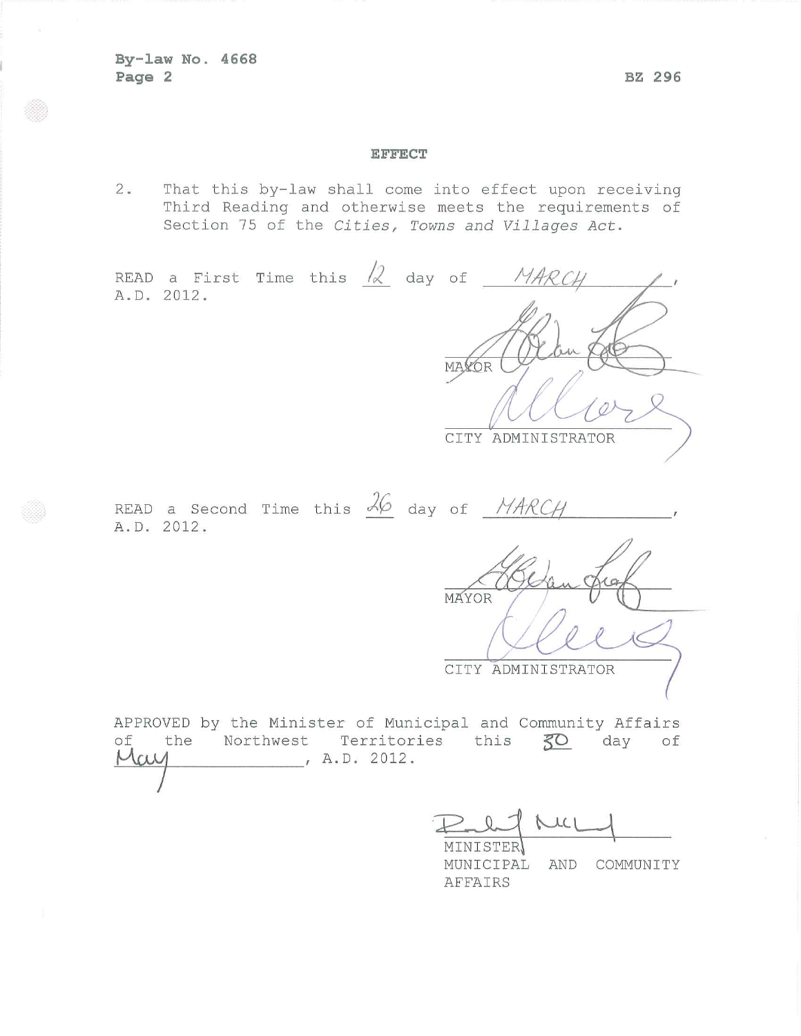## EFFECT

2. That this by-law shall come into effect upon receiving Third Reading and otherwise meets the requirements of Section 75 of the *Cities, Towns and Villages Act*.

READ a First Time this 12 day of MARCH, A.D. 2012.

MAYOR

CITY ADMINISTRATOR

READ a Second Time this 26 day of MARCH, A.D. 2012.

MAYOR

CITY ADMINISTRATOR

APPROVED by the Minister of Municipal and Community Affairs of the Northwest Territories this 30 day of May, A.D. 2012.

MINISTER
MUNICIPAL AND COMMUNITY AFFAIRS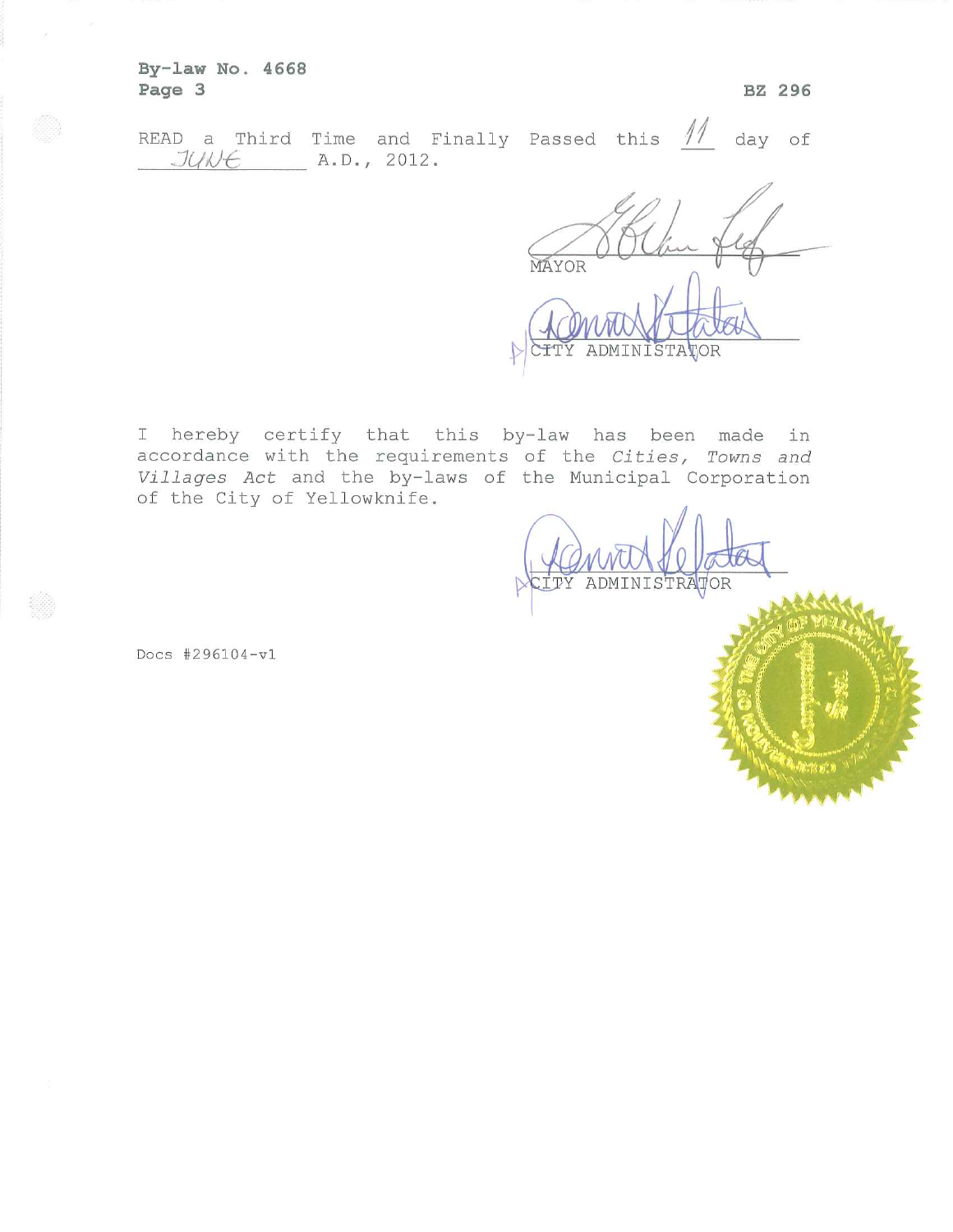By-law No. 4668
Page 3

BZ 296

READ a Third Time and Finally Passed this 11 day of JUNE A.D., 2012.

MAYOR

CITY ADMINISTRATOR

I hereby certify that this by-law has been made in accordance with the requirements of the *Cities, Towns and Villages Act* and the by-laws of the Municipal Corporation of the City of Yellowknife.

CITY ADMINISTRATOR

Docs #296104-v1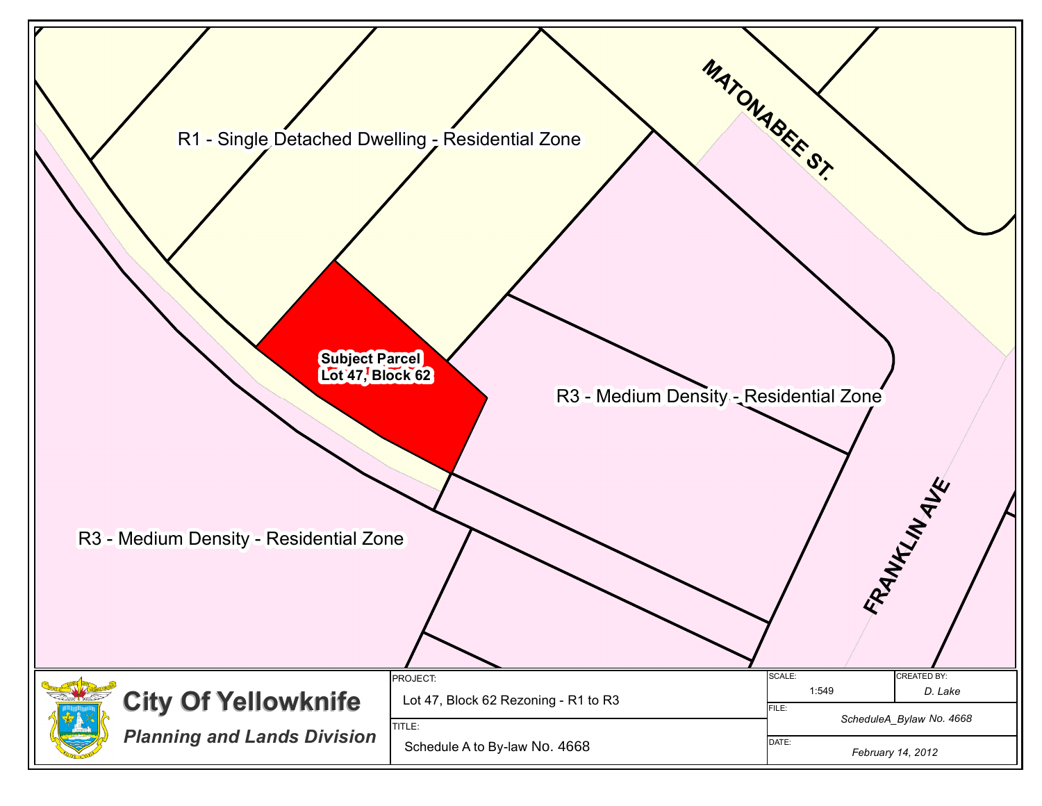R1 - Single Detached Dwelling - Residential Zone

MATONABEE ST.

Subject Parcel
Lot 47, Block 62

R3 - Medium Density - Residential Zone

R3 - Medium Density - Residential Zone

FRANKLIN AVE

**City Of Yellowknife**

***Planning and Lands Division***

| | |
|---|---|
| PROJECT: | Lot 47, Block 62 Rezoning - R1 to R3 |
| TITLE: | Schedule A to By-law No. 4668 |
| SCALE: | 1:549 |
| CREATED BY: | *D. Lake* |
| FILE: | *ScheduleA_Bylaw No. 4668* |
| DATE: | *February 14, 2012* |